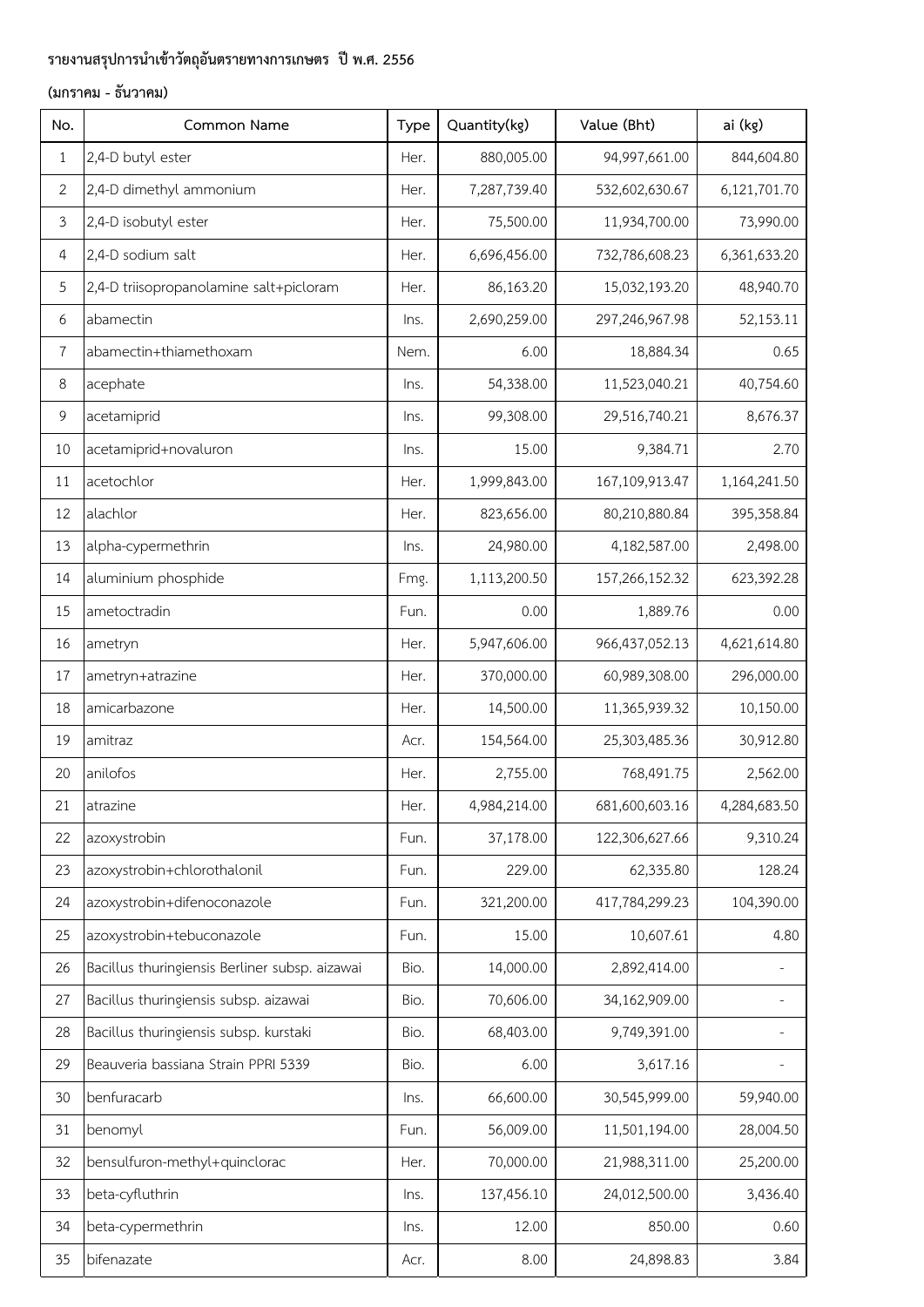**รายงานสรุปการนำเข้าวัตถุอันตรายทางการเกษตร ปี พ.ศ. 2556**

**(มกราคม - ธันวาคม)**

| No. | Common Name | Type | Quantity(kg) | Value (Bht) | ai (kg) |
|---|---|---|---|---|---|
| 1 | 2,4-D butyl ester | Her. | 880,005.00 | 94,997,661.00 | 844,604.80 |
| 2 | 2,4-D dimethyl ammonium | Her. | 7,287,739.40 | 532,602,630.67 | 6,121,701.70 |
| 3 | 2,4-D isobutyl ester | Her. | 75,500.00 | 11,934,700.00 | 73,990.00 |
| 4 | 2,4-D sodium salt | Her. | 6,696,456.00 | 732,786,608.23 | 6,361,633.20 |
| 5 | 2,4-D triisopropanolamine salt+picloram | Her. | 86,163.20 | 15,032,193.20 | 48,940.70 |
| 6 | abamectin | Ins. | 2,690,259.00 | 297,246,967.98 | 52,153.11 |
| 7 | abamectin+thiamethoxam | Nem. | 6.00 | 18,884.34 | 0.65 |
| 8 | acephate | Ins. | 54,338.00 | 11,523,040.21 | 40,754.60 |
| 9 | acetamiprid | Ins. | 99,308.00 | 29,516,740.21 | 8,676.37 |
| 10 | acetamiprid+novaluron | Ins. | 15.00 | 9,384.71 | 2.70 |
| 11 | acetochlor | Her. | 1,999,843.00 | 167,109,913.47 | 1,164,241.50 |
| 12 | alachlor | Her. | 823,656.00 | 80,210,880.84 | 395,358.84 |
| 13 | alpha-cypermethrin | Ins. | 24,980.00 | 4,182,587.00 | 2,498.00 |
| 14 | aluminium phosphide | Fmg. | 1,113,200.50 | 157,266,152.32 | 623,392.28 |
| 15 | ametoctradin | Fun. | 0.00 | 1,889.76 | 0.00 |
| 16 | ametryn | Her. | 5,947,606.00 | 966,437,052.13 | 4,621,614.80 |
| 17 | ametryn+atrazine | Her. | 370,000.00 | 60,989,308.00 | 296,000.00 |
| 18 | amicarbazone | Her. | 14,500.00 | 11,365,939.32 | 10,150.00 |
| 19 | amitraz | Acr. | 154,564.00 | 25,303,485.36 | 30,912.80 |
| 20 | anilofos | Her. | 2,755.00 | 768,491.75 | 2,562.00 |
| 21 | atrazine | Her. | 4,984,214.00 | 681,600,603.16 | 4,284,683.50 |
| 22 | azoxystrobin | Fun. | 37,178.00 | 122,306,627.66 | 9,310.24 |
| 23 | azoxystrobin+chlorothalonil | Fun. | 229.00 | 62,335.80 | 128.24 |
| 24 | azoxystrobin+difenoconazole | Fun. | 321,200.00 | 417,784,299.23 | 104,390.00 |
| 25 | azoxystrobin+tebuconazole | Fun. | 15.00 | 10,607.61 | 4.80 |
| 26 | Bacillus thuringiensis Berliner subsp. aizawai | Bio. | 14,000.00 | 2,892,414.00 | - |
| 27 | Bacillus thuringiensis subsp. aizawai | Bio. | 70,606.00 | 34,162,909.00 | - |
| 28 | Bacillus thuringiensis subsp. kurstaki | Bio. | 68,403.00 | 9,749,391.00 | - |
| 29 | Beauveria bassiana Strain PPRI 5339 | Bio. | 6.00 | 3,617.16 | - |
| 30 | benfuracarb | Ins. | 66,600.00 | 30,545,999.00 | 59,940.00 |
| 31 | benomyl | Fun. | 56,009.00 | 11,501,194.00 | 28,004.50 |
| 32 | bensulfuron-methyl+quinclorac | Her. | 70,000.00 | 21,988,311.00 | 25,200.00 |
| 33 | beta-cyfluthrin | Ins. | 137,456.10 | 24,012,500.00 | 3,436.40 |
| 34 | beta-cypermethrin | Ins. | 12.00 | 850.00 | 0.60 |
| 35 | bifenazate | Acr. | 8.00 | 24,898.83 | 3.84 |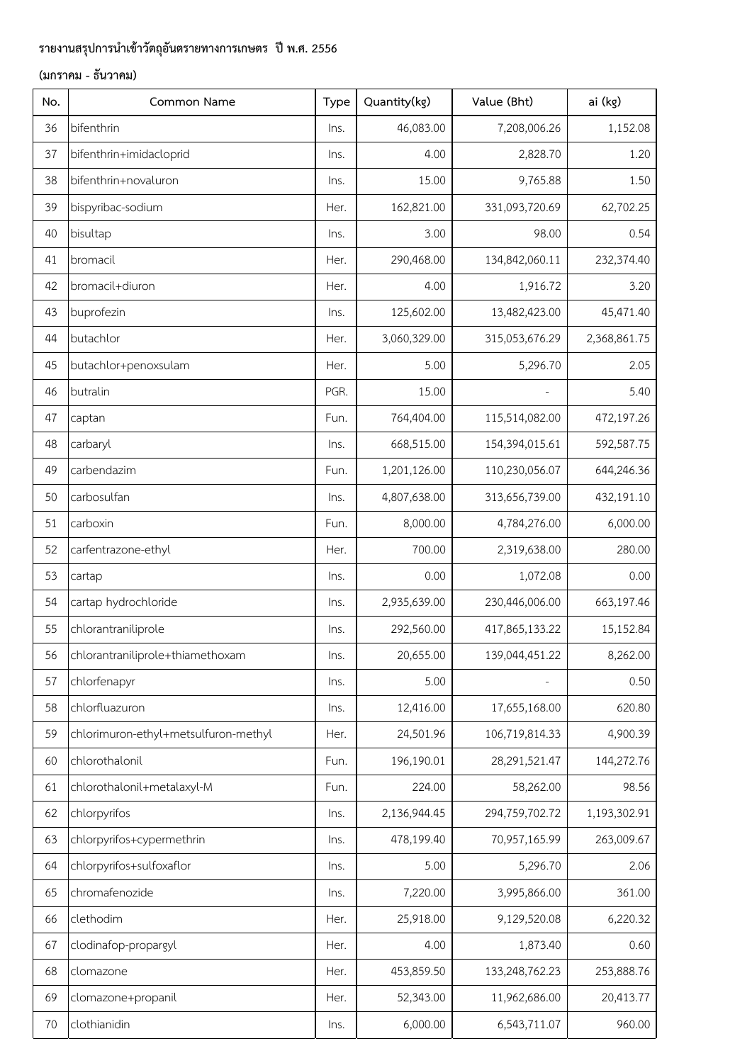**รายงานสรุปการนำเข้าวัตถุอันตรายทางการเกษตร ปี พ.ศ. 2556**

**(มกราคม - ธันวาคม)**

| No. | Common Name | Type | Quantity(kg) | Value (Bht) | ai (kg) |
|---|---|---|---|---|---|
| 36 | bifenthrin | Ins. | 46,083.00 | 7,208,006.26 | 1,152.08 |
| 37 | bifenthrin+imidacloprid | Ins. | 4.00 | 2,828.70 | 1.20 |
| 38 | bifenthrin+novaluron | Ins. | 15.00 | 9,765.88 | 1.50 |
| 39 | bispyribac-sodium | Her. | 162,821.00 | 331,093,720.69 | 62,702.25 |
| 40 | bisultap | Ins. | 3.00 | 98.00 | 0.54 |
| 41 | bromacil | Her. | 290,468.00 | 134,842,060.11 | 232,374.40 |
| 42 | bromacil+diuron | Her. | 4.00 | 1,916.72 | 3.20 |
| 43 | buprofezin | Ins. | 125,602.00 | 13,482,423.00 | 45,471.40 |
| 44 | butachlor | Her. | 3,060,329.00 | 315,053,676.29 | 2,368,861.75 |
| 45 | butachlor+penoxsulam | Her. | 5.00 | 5,296.70 | 2.05 |
| 46 | butralin | PGR. | 15.00 | - | 5.40 |
| 47 | captan | Fun. | 764,404.00 | 115,514,082.00 | 472,197.26 |
| 48 | carbaryl | Ins. | 668,515.00 | 154,394,015.61 | 592,587.75 |
| 49 | carbendazim | Fun. | 1,201,126.00 | 110,230,056.07 | 644,246.36 |
| 50 | carbosulfan | Ins. | 4,807,638.00 | 313,656,739.00 | 432,191.10 |
| 51 | carboxin | Fun. | 8,000.00 | 4,784,276.00 | 6,000.00 |
| 52 | carfentrazone-ethyl | Her. | 700.00 | 2,319,638.00 | 280.00 |
| 53 | cartap | Ins. | 0.00 | 1,072.08 | 0.00 |
| 54 | cartap hydrochloride | Ins. | 2,935,639.00 | 230,446,006.00 | 663,197.46 |
| 55 | chlorantraniliprole | Ins. | 292,560.00 | 417,865,133.22 | 15,152.84 |
| 56 | chlorantraniliprole+thiamethoxam | Ins. | 20,655.00 | 139,044,451.22 | 8,262.00 |
| 57 | chlorfenapyr | Ins. | 5.00 | - | 0.50 |
| 58 | chlorfluazuron | Ins. | 12,416.00 | 17,655,168.00 | 620.80 |
| 59 | chlorimuron-ethyl+metsulfuron-methyl | Her. | 24,501.96 | 106,719,814.33 | 4,900.39 |
| 60 | chlorothalonil | Fun. | 196,190.01 | 28,291,521.47 | 144,272.76 |
| 61 | chlorothalonil+metalaxyl-M | Fun. | 224.00 | 58,262.00 | 98.56 |
| 62 | chlorpyrifos | Ins. | 2,136,944.45 | 294,759,702.72 | 1,193,302.91 |
| 63 | chlorpyrifos+cypermethrin | Ins. | 478,199.40 | 70,957,165.99 | 263,009.67 |
| 64 | chlorpyrifos+sulfoxaflor | Ins. | 5.00 | 5,296.70 | 2.06 |
| 65 | chromafenozide | Ins. | 7,220.00 | 3,995,866.00 | 361.00 |
| 66 | clethodim | Her. | 25,918.00 | 9,129,520.08 | 6,220.32 |
| 67 | clodinafop-propargyl | Her. | 4.00 | 1,873.40 | 0.60 |
| 68 | clomazone | Her. | 453,859.50 | 133,248,762.23 | 253,888.76 |
| 69 | clomazone+propanil | Her. | 52,343.00 | 11,962,686.00 | 20,413.77 |
| 70 | clothianidin | Ins. | 6,000.00 | 6,543,711.07 | 960.00 |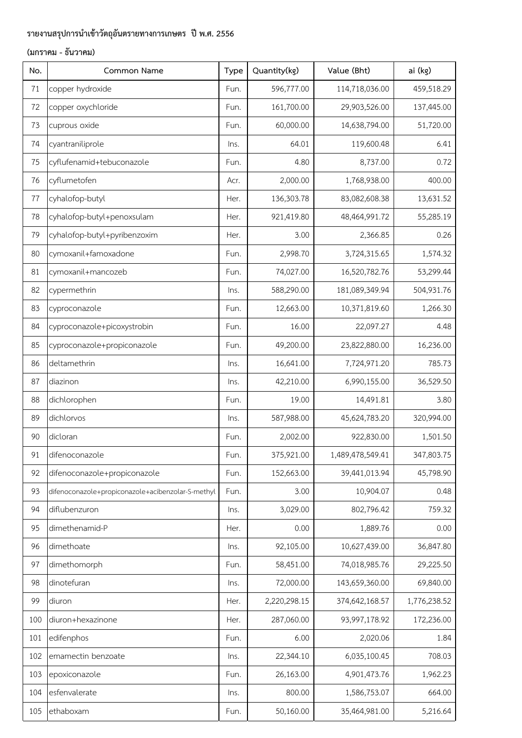**รายงานสรุปการนำเข้าวัตถุอันตรายทางการเกษตร ปี พ.ศ. 2556**

**(มกราคม - ธันวาคม)**

| No. | Common Name | Type | Quantity(kg) | Value (Bht) | ai (kg) |
|---|---|---|---|---|---|
| 71 | copper hydroxide | Fun. | 596,777.00 | 114,718,036.00 | 459,518.29 |
| 72 | copper oxychloride | Fun. | 161,700.00 | 29,903,526.00 | 137,445.00 |
| 73 | cuprous oxide | Fun. | 60,000.00 | 14,638,794.00 | 51,720.00 |
| 74 | cyantraniliprole | Ins. | 64.01 | 119,600.48 | 6.41 |
| 75 | cyflufenamid+tebuconazole | Fun. | 4.80 | 8,737.00 | 0.72 |
| 76 | cyflumetofen | Acr. | 2,000.00 | 1,768,938.00 | 400.00 |
| 77 | cyhalofop-butyl | Her. | 136,303.78 | 83,082,608.38 | 13,631.52 |
| 78 | cyhalofop-butyl+penoxsulam | Her. | 921,419.80 | 48,464,991.72 | 55,285.19 |
| 79 | cyhalofop-butyl+pyribenzoxim | Her. | 3.00 | 2,366.85 | 0.26 |
| 80 | cymoxanil+famoxadone | Fun. | 2,998.70 | 3,724,315.65 | 1,574.32 |
| 81 | cymoxanil+mancozeb | Fun. | 74,027.00 | 16,520,782.76 | 53,299.44 |
| 82 | cypermethrin | Ins. | 588,290.00 | 181,089,349.94 | 504,931.76 |
| 83 | cyproconazole | Fun. | 12,663.00 | 10,371,819.60 | 1,266.30 |
| 84 | cyproconazole+picoxystrobin | Fun. | 16.00 | 22,097.27 | 4.48 |
| 85 | cyproconazole+propiconazole | Fun. | 49,200.00 | 23,822,880.00 | 16,236.00 |
| 86 | deltamethrin | Ins. | 16,641.00 | 7,724,971.20 | 785.73 |
| 87 | diazinon | Ins. | 42,210.00 | 6,990,155.00 | 36,529.50 |
| 88 | dichlorophen | Fun. | 19.00 | 14,491.81 | 3.80 |
| 89 | dichlorvos | Ins. | 587,988.00 | 45,624,783.20 | 320,994.00 |
| 90 | dicloran | Fun. | 2,002.00 | 922,830.00 | 1,501.50 |
| 91 | difenoconazole | Fun. | 375,921.00 | 1,489,478,549.41 | 347,803.75 |
| 92 | difenoconazole+propiconazole | Fun. | 152,663.00 | 39,441,013.94 | 45,798.90 |
| 93 | difenoconazole+propiconazole+acibenzolar-S-methyl | Fun. | 3.00 | 10,904.07 | 0.48 |
| 94 | diflubenzuron | Ins. | 3,029.00 | 802,796.42 | 759.32 |
| 95 | dimethenamid-P | Her. | 0.00 | 1,889.76 | 0.00 |
| 96 | dimethoate | Ins. | 92,105.00 | 10,627,439.00 | 36,847.80 |
| 97 | dimethomorph | Fun. | 58,451.00 | 74,018,985.76 | 29,225.50 |
| 98 | dinotefuran | Ins. | 72,000.00 | 143,659,360.00 | 69,840.00 |
| 99 | diuron | Her. | 2,220,298.15 | 374,642,168.57 | 1,776,238.52 |
| 100 | diuron+hexazinone | Her. | 287,060.00 | 93,997,178.92 | 172,236.00 |
| 101 | edifenphos | Fun. | 6.00 | 2,020.06 | 1.84 |
| 102 | emamectin benzoate | Ins. | 22,344.10 | 6,035,100.45 | 708.03 |
| 103 | epoxiconazole | Fun. | 26,163.00 | 4,901,473.76 | 1,962.23 |
| 104 | esfenvalerate | Ins. | 800.00 | 1,586,753.07 | 664.00 |
| 105 | ethaboxam | Fun. | 50,160.00 | 35,464,981.00 | 5,216.64 |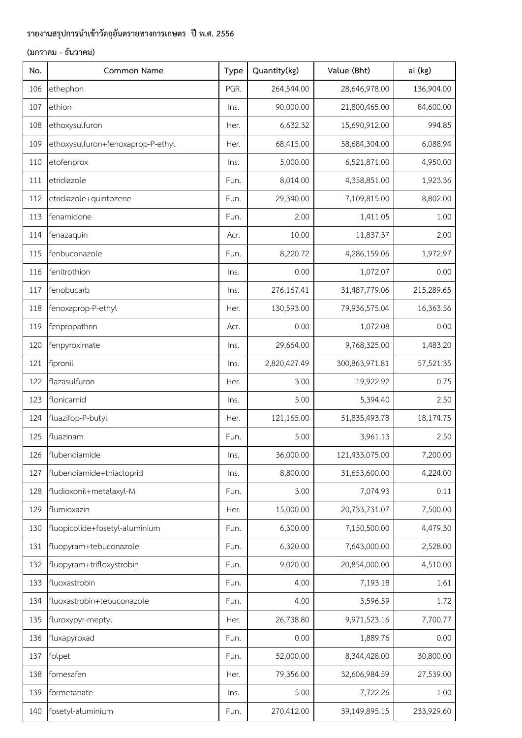**รายงานสรุปการนำเข้าวัตถุอันตรายทางการเกษตร ปี พ.ศ. 2556**

**(มกราคม - ธันวาคม)**

| No. | Common Name | Type | Quantity(kg) | Value (Bht) | ai (kg) |
|---|---|---|---|---|---|
| 106 | ethephon | PGR. | 264,544.00 | 28,646,978.00 | 136,904.00 |
| 107 | ethion | Ins. | 90,000.00 | 21,800,465.00 | 84,600.00 |
| 108 | ethoxysulfuron | Her. | 6,632.32 | 15,690,912.00 | 994.85 |
| 109 | ethoxysulfuron+fenoxaprop-P-ethyl | Her. | 68,415.00 | 58,684,304.00 | 6,088.94 |
| 110 | etofenprox | Ins. | 5,000.00 | 6,521,871.00 | 4,950.00 |
| 111 | etridiazole | Fun. | 8,014.00 | 4,358,851.00 | 1,923.36 |
| 112 | etridiazole+quintozene | Fun. | 29,340.00 | 7,109,815.00 | 8,802.00 |
| 113 | fenamidone | Fun. | 2.00 | 1,411.05 | 1.00 |
| 114 | fenazaquin | Acr. | 10.00 | 11,837.37 | 2.00 |
| 115 | fenbuconazole | Fun. | 8,220.72 | 4,286,159.06 | 1,972.97 |
| 116 | fenitrothion | Ins. | 0.00 | 1,072.07 | 0.00 |
| 117 | fenobucarb | Ins. | 276,167.41 | 31,487,779.06 | 215,289.65 |
| 118 | fenoxaprop-P-ethyl | Her. | 130,593.00 | 79,936,575.04 | 16,363.56 |
| 119 | fenpropathrin | Acr. | 0.00 | 1,072.08 | 0.00 |
| 120 | fenpyroximate | Ins. | 29,664.00 | 9,768,325.00 | 1,483.20 |
| 121 | fipronil | Ins. | 2,820,427.49 | 300,863,971.81 | 57,521.35 |
| 122 | flazasulfuron | Her. | 3.00 | 19,922.92 | 0.75 |
| 123 | flonicamid | Ins. | 5.00 | 5,394.40 | 2.50 |
| 124 | fluazifop-P-butyl | Her. | 121,165.00 | 51,835,493.78 | 18,174.75 |
| 125 | fluazinam | Fun. | 5.00 | 3,961.13 | 2.50 |
| 126 | flubendiamide | Ins. | 36,000.00 | 121,433,075.00 | 7,200.00 |
| 127 | flubendiamide+thiacloprid | Ins. | 8,800.00 | 31,653,600.00 | 4,224.00 |
| 128 | fludioxonil+metalaxyl-M | Fun. | 3.00 | 7,074.93 | 0.11 |
| 129 | flumioxazin | Her. | 15,000.00 | 20,733,731.07 | 7,500.00 |
| 130 | fluopicolide+fosetyl-aluminium | Fun. | 6,300.00 | 7,150,500.00 | 4,479.30 |
| 131 | fluopyram+tebuconazole | Fun. | 6,320.00 | 7,643,000.00 | 2,528.00 |
| 132 | fluopyram+trifloxystrobin | Fun. | 9,020.00 | 20,854,000.00 | 4,510.00 |
| 133 | fluoxastrobin | Fun. | 4.00 | 7,193.18 | 1.61 |
| 134 | fluoxastrobin+tebuconazole | Fun. | 4.00 | 3,596.59 | 1.72 |
| 135 | fluroxypyr-meptyl | Her. | 26,738.80 | 9,971,523.16 | 7,700.77 |
| 136 | fluxapyroxad | Fun. | 0.00 | 1,889.76 | 0.00 |
| 137 | folpet | Fun. | 52,000.00 | 8,344,428.00 | 30,800.00 |
| 138 | fomesafen | Her. | 79,356.00 | 32,606,984.59 | 27,539.00 |
| 139 | formetanate | Ins. | 5.00 | 7,722.26 | 1.00 |
| 140 | fosetyl-aluminium | Fun. | 270,412.00 | 39,149,895.15 | 233,929.60 |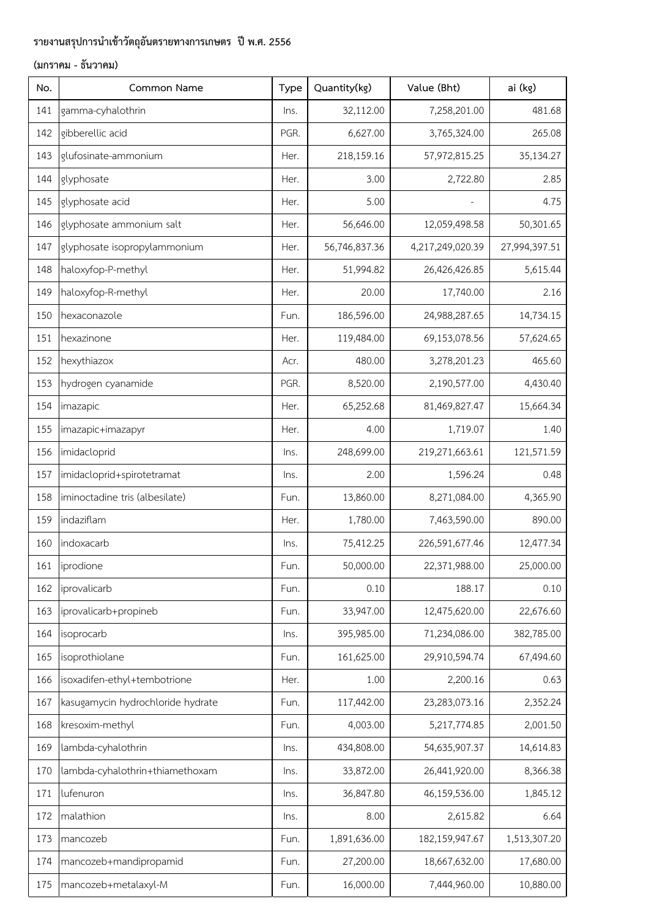**รายงานสรุปการนำเข้าวัตถุอันตรายทางการเกษตร ปี พ.ศ. 2556**

**(มกราคม - ธันวาคม)**

| No. | Common Name | Type | Quantity(kg) | Value (Bht) | ai (kg) |
|---|---|---|---|---|---|
| 141 | gamma-cyhalothrin | Ins. | 32,112.00 | 7,258,201.00 | 481.68 |
| 142 | gibberellic acid | PGR. | 6,627.00 | 3,765,324.00 | 265.08 |
| 143 | glufosinate-ammonium | Her. | 218,159.16 | 57,972,815.25 | 35,134.27 |
| 144 | glyphosate | Her. | 3.00 | 2,722.80 | 2.85 |
| 145 | glyphosate acid | Her. | 5.00 | - | 4.75 |
| 146 | glyphosate ammonium salt | Her. | 56,646.00 | 12,059,498.58 | 50,301.65 |
| 147 | glyphosate isopropylammonium | Her. | 56,746,837.36 | 4,217,249,020.39 | 27,994,397.51 |
| 148 | haloxyfop-P-methyl | Her. | 51,994.82 | 26,426,426.85 | 5,615.44 |
| 149 | haloxyfop-R-methyl | Her. | 20.00 | 17,740.00 | 2.16 |
| 150 | hexaconazole | Fun. | 186,596.00 | 24,988,287.65 | 14,734.15 |
| 151 | hexazinone | Her. | 119,484.00 | 69,153,078.56 | 57,624.65 |
| 152 | hexythiazox | Acr. | 480.00 | 3,278,201.23 | 465.60 |
| 153 | hydrogen cyanamide | PGR. | 8,520.00 | 2,190,577.00 | 4,430.40 |
| 154 | imazapic | Her. | 65,252.68 | 81,469,827.47 | 15,664.34 |
| 155 | imazapic+imazapyr | Her. | 4.00 | 1,719.07 | 1.40 |
| 156 | imidacloprid | Ins. | 248,699.00 | 219,271,663.61 | 121,571.59 |
| 157 | imidacloprid+spirotetramat | Ins. | 2.00 | 1,596.24 | 0.48 |
| 158 | iminoctadine tris (albesilate) | Fun. | 13,860.00 | 8,271,084.00 | 4,365.90 |
| 159 | indaziflam | Her. | 1,780.00 | 7,463,590.00 | 890.00 |
| 160 | indoxacarb | Ins. | 75,412.25 | 226,591,677.46 | 12,477.34 |
| 161 | iprodione | Fun. | 50,000.00 | 22,371,988.00 | 25,000.00 |
| 162 | iprovalicarb | Fun. | 0.10 | 188.17 | 0.10 |
| 163 | iprovalicarb+propineb | Fun. | 33,947.00 | 12,475,620.00 | 22,676.60 |
| 164 | isoprocarb | Ins. | 395,985.00 | 71,234,086.00 | 382,785.00 |
| 165 | isoprothiolane | Fun. | 161,625.00 | 29,910,594.74 | 67,494.60 |
| 166 | isoxadifen-ethyl+tembotrione | Her. | 1.00 | 2,200.16 | 0.63 |
| 167 | kasugamycin hydrochloride hydrate | Fun. | 117,442.00 | 23,283,073.16 | 2,352.24 |
| 168 | kresoxim-methyl | Fun. | 4,003.00 | 5,217,774.85 | 2,001.50 |
| 169 | lambda-cyhalothrin | Ins. | 434,808.00 | 54,635,907.37 | 14,614.83 |
| 170 | lambda-cyhalothrin+thiamethoxam | Ins. | 33,872.00 | 26,441,920.00 | 8,366.38 |
| 171 | lufenuron | Ins. | 36,847.80 | 46,159,536.00 | 1,845.12 |
| 172 | malathion | Ins. | 8.00 | 2,615.82 | 6.64 |
| 173 | mancozeb | Fun. | 1,891,636.00 | 182,159,947.67 | 1,513,307.20 |
| 174 | mancozeb+mandipropamid | Fun. | 27,200.00 | 18,667,632.00 | 17,680.00 |
| 175 | mancozeb+metalaxyl-M | Fun. | 16,000.00 | 7,444,960.00 | 10,880.00 |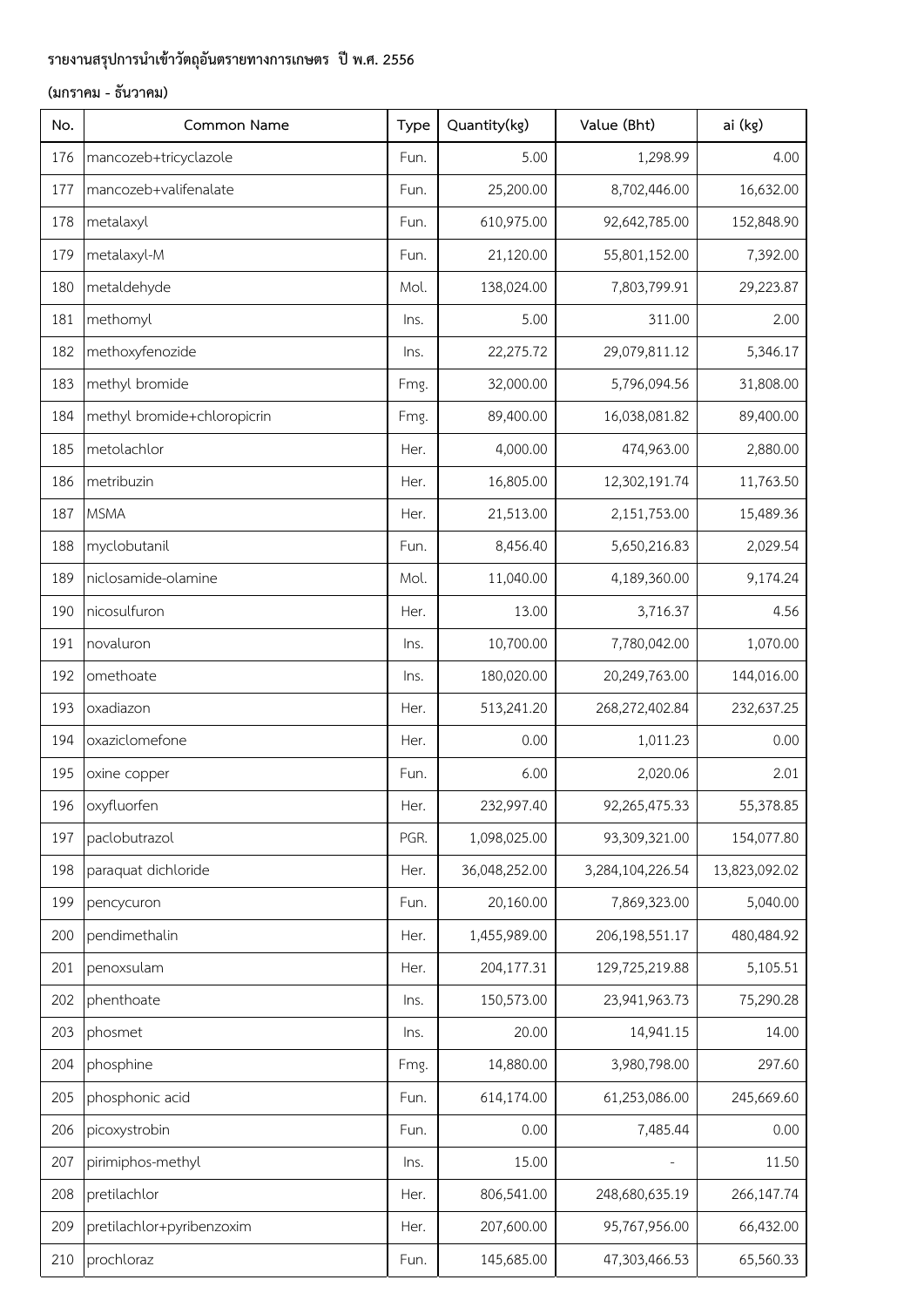# รายงานสรุปการนำเข้าวัตถุอันตรายทางการเกษตร ปี พ.ศ. 2556

**(มกราคม - ธันวาคม)**

| No. | Common Name | Type | Quantity(kg) | Value (Bht) | ai (kg) |
|---|---|---|---|---|---|
| 176 | mancozeb+tricyclazole | Fun. | 5.00 | 1,298.99 | 4.00 |
| 177 | mancozeb+valifenalate | Fun. | 25,200.00 | 8,702,446.00 | 16,632.00 |
| 178 | metalaxyl | Fun. | 610,975.00 | 92,642,785.00 | 152,848.90 |
| 179 | metalaxyl-M | Fun. | 21,120.00 | 55,801,152.00 | 7,392.00 |
| 180 | metaldehyde | Mol. | 138,024.00 | 7,803,799.91 | 29,223.87 |
| 181 | methomyl | Ins. | 5.00 | 311.00 | 2.00 |
| 182 | methoxyfenozide | Ins. | 22,275.72 | 29,079,811.12 | 5,346.17 |
| 183 | methyl bromide | Fmg. | 32,000.00 | 5,796,094.56 | 31,808.00 |
| 184 | methyl bromide+chloropicrin | Fmg. | 89,400.00 | 16,038,081.82 | 89,400.00 |
| 185 | metolachlor | Her. | 4,000.00 | 474,963.00 | 2,880.00 |
| 186 | metribuzin | Her. | 16,805.00 | 12,302,191.74 | 11,763.50 |
| 187 | MSMA | Her. | 21,513.00 | 2,151,753.00 | 15,489.36 |
| 188 | myclobutanil | Fun. | 8,456.40 | 5,650,216.83 | 2,029.54 |
| 189 | niclosamide-olamine | Mol. | 11,040.00 | 4,189,360.00 | 9,174.24 |
| 190 | nicosulfuron | Her. | 13.00 | 3,716.37 | 4.56 |
| 191 | novaluron | Ins. | 10,700.00 | 7,780,042.00 | 1,070.00 |
| 192 | omethoate | Ins. | 180,020.00 | 20,249,763.00 | 144,016.00 |
| 193 | oxadiazon | Her. | 513,241.20 | 268,272,402.84 | 232,637.25 |
| 194 | oxaziclomefone | Her. | 0.00 | 1,011.23 | 0.00 |
| 195 | oxine copper | Fun. | 6.00 | 2,020.06 | 2.01 |
| 196 | oxyfluorfen | Her. | 232,997.40 | 92,265,475.33 | 55,378.85 |
| 197 | paclobutrazol | PGR. | 1,098,025.00 | 93,309,321.00 | 154,077.80 |
| 198 | paraquat dichloride | Her. | 36,048,252.00 | 3,284,104,226.54 | 13,823,092.02 |
| 199 | pencycuron | Fun. | 20,160.00 | 7,869,323.00 | 5,040.00 |
| 200 | pendimethalin | Her. | 1,455,989.00 | 206,198,551.17 | 480,484.92 |
| 201 | penoxsulam | Her. | 204,177.31 | 129,725,219.88 | 5,105.51 |
| 202 | phenthoate | Ins. | 150,573.00 | 23,941,963.73 | 75,290.28 |
| 203 | phosmet | Ins. | 20.00 | 14,941.15 | 14.00 |
| 204 | phosphine | Fmg. | 14,880.00 | 3,980,798.00 | 297.60 |
| 205 | phosphonic acid | Fun. | 614,174.00 | 61,253,086.00 | 245,669.60 |
| 206 | picoxystrobin | Fun. | 0.00 | 7,485.44 | 0.00 |
| 207 | pirimiphos-methyl | Ins. | 15.00 | - | 11.50 |
| 208 | pretilachlor | Her. | 806,541.00 | 248,680,635.19 | 266,147.74 |
| 209 | pretilachlor+pyribenzoxim | Her. | 207,600.00 | 95,767,956.00 | 66,432.00 |
| 210 | prochloraz | Fun. | 145,685.00 | 47,303,466.53 | 65,560.33 |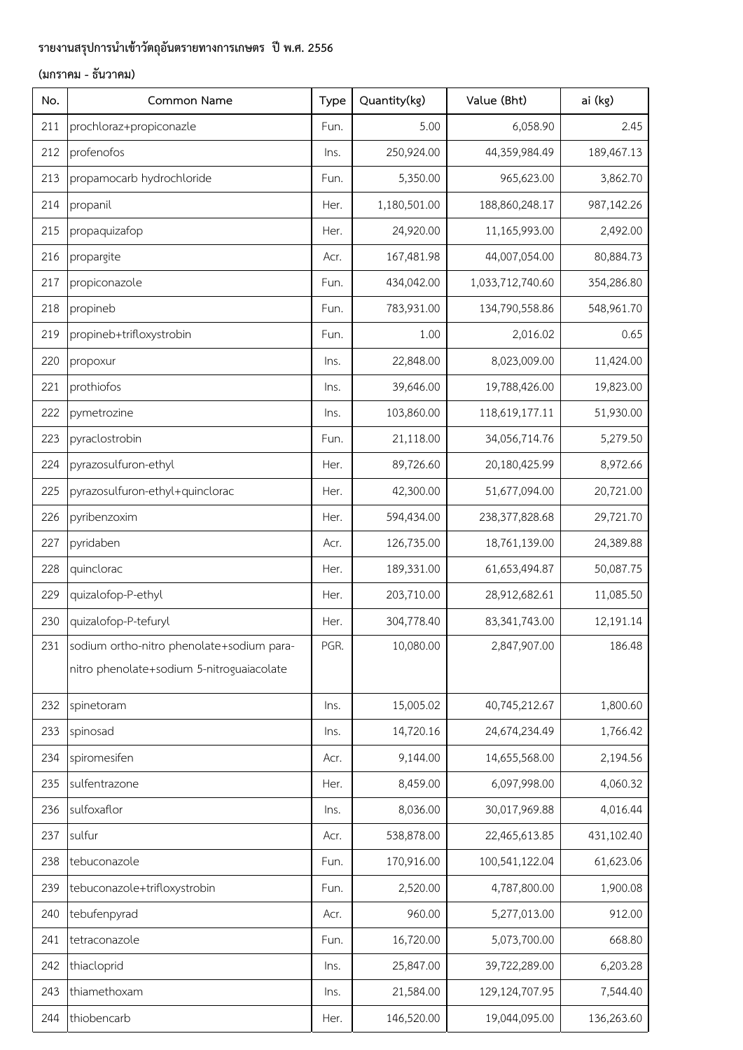**รายงานสรุปการนำเข้าวัตถุอันตรายทางการเกษตร ปี พ.ศ. 2556**

**(มกราคม - ธันวาคม)**

| No. | Common Name | Type | Quantity(kg) | Value (Bht) | ai (kg) |
|---|---|---|---|---|---|
| 211 | prochloraz+propiconazle | Fun. | 5.00 | 6,058.90 | 2.45 |
| 212 | profenofos | Ins. | 250,924.00 | 44,359,984.49 | 189,467.13 |
| 213 | propamocarb hydrochloride | Fun. | 5,350.00 | 965,623.00 | 3,862.70 |
| 214 | propanil | Her. | 1,180,501.00 | 188,860,248.17 | 987,142.26 |
| 215 | propaquizafop | Her. | 24,920.00 | 11,165,993.00 | 2,492.00 |
| 216 | propargite | Acr. | 167,481.98 | 44,007,054.00 | 80,884.73 |
| 217 | propiconazole | Fun. | 434,042.00 | 1,033,712,740.60 | 354,286.80 |
| 218 | propineb | Fun. | 783,931.00 | 134,790,558.86 | 548,961.70 |
| 219 | propineb+trifloxystrobin | Fun. | 1.00 | 2,016.02 | 0.65 |
| 220 | propoxur | Ins. | 22,848.00 | 8,023,009.00 | 11,424.00 |
| 221 | prothiofos | Ins. | 39,646.00 | 19,788,426.00 | 19,823.00 |
| 222 | pymetrozine | Ins. | 103,860.00 | 118,619,177.11 | 51,930.00 |
| 223 | pyraclostrobin | Fun. | 21,118.00 | 34,056,714.76 | 5,279.50 |
| 224 | pyrazosulfuron-ethyl | Her. | 89,726.60 | 20,180,425.99 | 8,972.66 |
| 225 | pyrazosulfuron-ethyl+quinclorac | Her. | 42,300.00 | 51,677,094.00 | 20,721.00 |
| 226 | pyribenzoxim | Her. | 594,434.00 | 238,377,828.68 | 29,721.70 |
| 227 | pyridaben | Acr. | 126,735.00 | 18,761,139.00 | 24,389.88 |
| 228 | quinclorac | Her. | 189,331.00 | 61,653,494.87 | 50,087.75 |
| 229 | quizalofop-P-ethyl | Her. | 203,710.00 | 28,912,682.61 | 11,085.50 |
| 230 | quizalofop-P-tefuryl | Her. | 304,778.40 | 83,341,743.00 | 12,191.14 |
| 231 | sodium ortho-nitro phenolate+sodium para-nitro phenolate+sodium 5-nitroguaiacolate | PGR. | 10,080.00 | 2,847,907.00 | 186.48 |
| 232 | spinetoram | Ins. | 15,005.02 | 40,745,212.67 | 1,800.60 |
| 233 | spinosad | Ins. | 14,720.16 | 24,674,234.49 | 1,766.42 |
| 234 | spiromesifen | Acr. | 9,144.00 | 14,655,568.00 | 2,194.56 |
| 235 | sulfentrazone | Her. | 8,459.00 | 6,097,998.00 | 4,060.32 |
| 236 | sulfoxaflor | Ins. | 8,036.00 | 30,017,969.88 | 4,016.44 |
| 237 | sulfur | Acr. | 538,878.00 | 22,465,613.85 | 431,102.40 |
| 238 | tebuconazole | Fun. | 170,916.00 | 100,541,122.04 | 61,623.06 |
| 239 | tebuconazole+trifloxystrobin | Fun. | 2,520.00 | 4,787,800.00 | 1,900.08 |
| 240 | tebufenpyrad | Acr. | 960.00 | 5,277,013.00 | 912.00 |
| 241 | tetraconazole | Fun. | 16,720.00 | 5,073,700.00 | 668.80 |
| 242 | thiacloprid | Ins. | 25,847.00 | 39,722,289.00 | 6,203.28 |
| 243 | thiamethoxam | Ins. | 21,584.00 | 129,124,707.95 | 7,544.40 |
| 244 | thiobencarb | Her. | 146,520.00 | 19,044,095.00 | 136,263.60 |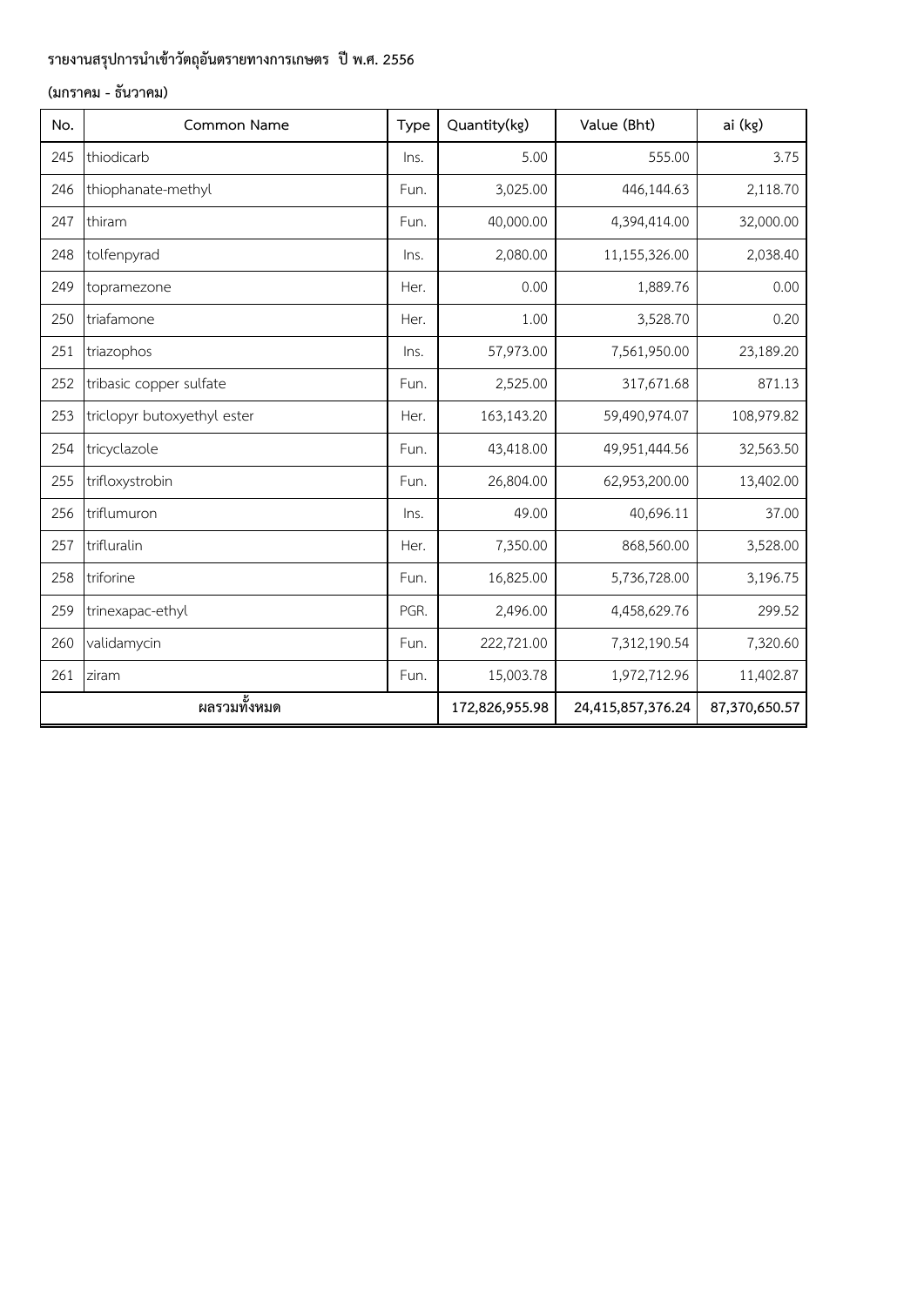**รายงานสรุปการนำเข้าวัตถุอันตรายทางการเกษตร ปี พ.ศ. 2556**

**(มกราคม - ธันวาคม)**

| No. | Common Name | Type | Quantity(kg) | Value (Bht) | ai (kg) |
|---|---|---|---|---|---|
| 245 | thiodicarb | Ins. | 5.00 | 555.00 | 3.75 |
| 246 | thiophanate-methyl | Fun. | 3,025.00 | 446,144.63 | 2,118.70 |
| 247 | thiram | Fun. | 40,000.00 | 4,394,414.00 | 32,000.00 |
| 248 | tolfenpyrad | Ins. | 2,080.00 | 11,155,326.00 | 2,038.40 |
| 249 | topramezone | Her. | 0.00 | 1,889.76 | 0.00 |
| 250 | triafamone | Her. | 1.00 | 3,528.70 | 0.20 |
| 251 | triazophos | Ins. | 57,973.00 | 7,561,950.00 | 23,189.20 |
| 252 | tribasic copper sulfate | Fun. | 2,525.00 | 317,671.68 | 871.13 |
| 253 | triclopyr butoxyethyl ester | Her. | 163,143.20 | 59,490,974.07 | 108,979.82 |
| 254 | tricyclazole | Fun. | 43,418.00 | 49,951,444.56 | 32,563.50 |
| 255 | trifloxystrobin | Fun. | 26,804.00 | 62,953,200.00 | 13,402.00 |
| 256 | triflumuron | Ins. | 49.00 | 40,696.11 | 37.00 |
| 257 | trifluralin | Her. | 7,350.00 | 868,560.00 | 3,528.00 |
| 258 | triforine | Fun. | 16,825.00 | 5,736,728.00 | 3,196.75 |
| 259 | trinexapac-ethyl | PGR. | 2,496.00 | 4,458,629.76 | 299.52 |
| 260 | validamycin | Fun. | 222,721.00 | 7,312,190.54 | 7,320.60 |
| 261 | ziram | Fun. | 15,003.78 | 1,972,712.96 | 11,402.87 |
| **ผลรวมทั้งหมด** | | | **172,826,955.98** | **24,415,857,376.24** | **87,370,650.57** |